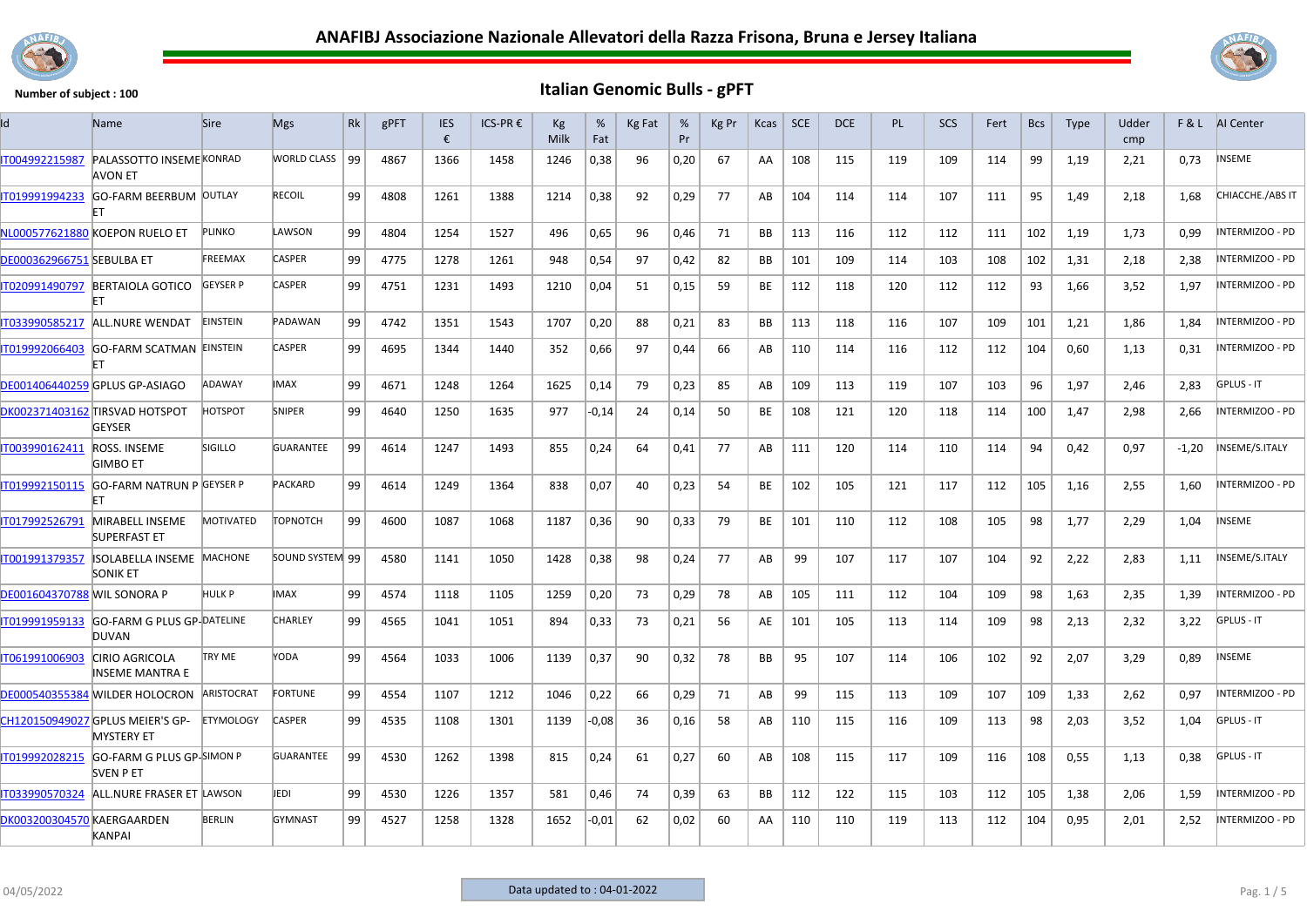# ANAFIBJ Associazione Nazionale Allevatori della Razza Frisona, Bruna e Jersey Italiana

## Italian Genomic Bulls - gPFT

Number of subject : 100

| Id | Name | Sire | Mgs | Rk | gPFT | IES € | ICS-PR € | Kg Milk | % Fat | Kg Fat | % Pr | Kg Pr | Kcas | SCE | DCE | PL | SCS | Fert | Bcs | Type | Udder cmp | F & L | AI Center |
|---|---|---|---|---|---|---|---|---|---|---|---|---|---|---|---|---|---|---|---|---|---|---|---|
| IT004992215987 | PALASSOTTO INSEME AVON ET | KONRAD | WORLD CLASS | 99 | 4867 | 1366 | 1458 | 1246 | 0,38 | 96 | 0,20 | 67 | AA | 108 | 115 | 119 | 109 | 114 | 99 | 1,19 | 2,21 | 0,73 | INSEME |
| IT019991994233 | GO-FARM BEERBUM ET | OUTLAY | RECOIL | 99 | 4808 | 1261 | 1388 | 1214 | 0,38 | 92 | 0,29 | 77 | AB | 104 | 114 | 114 | 107 | 111 | 95 | 1,49 | 2,18 | 1,68 | CHIACCHE./ABS IT |
| NL000577621880 | KOEPON RUELO ET | PLINKO | LAWSON | 99 | 4804 | 1254 | 1527 | 496 | 0,65 | 96 | 0,46 | 71 | BB | 113 | 116 | 112 | 112 | 111 | 102 | 1,19 | 1,73 | 0,99 | INTERMIZOO - PD |
| DE000362966751 | SEBULBA ET | FREEMAX | CASPER | 99 | 4775 | 1278 | 1261 | 948 | 0,54 | 97 | 0,42 | 82 | BB | 101 | 109 | 114 | 103 | 108 | 102 | 1,31 | 2,18 | 2,38 | INTERMIZOO - PD |
| IT020991490797 | BERTAIOLA GOTICO ET | GEYSER P | CASPER | 99 | 4751 | 1231 | 1493 | 1210 | 0,04 | 51 | 0,15 | 59 | BE | 112 | 118 | 120 | 112 | 112 | 93 | 1,66 | 3,52 | 1,97 | INTERMIZOO - PD |
| IT033990585217 | ALL.NURE WENDAT | EINSTEIN | PADAWAN | 99 | 4742 | 1351 | 1543 | 1707 | 0,20 | 88 | 0,21 | 83 | BB | 113 | 118 | 116 | 107 | 109 | 101 | 1,21 | 1,86 | 1,84 | INTERMIZOO - PD |
| IT019992066403 | GO-FARM SCATMAN ET | EINSTEIN | CASPER | 99 | 4695 | 1344 | 1440 | 352 | 0,66 | 97 | 0,44 | 66 | AB | 110 | 114 | 116 | 112 | 112 | 104 | 0,60 | 1,13 | 0,31 | INTERMIZOO - PD |
| DE001406440259 | GPLUS GP-ASIAGO | ADAWAY | IMAX | 99 | 4671 | 1248 | 1264 | 1625 | 0,14 | 79 | 0,23 | 85 | AB | 109 | 113 | 119 | 107 | 103 | 96 | 1,97 | 2,46 | 2,83 | GPLUS - IT |
| DK002371403162 | TIRSVAD HOTSPOT GEYSER | HOTSPOT | SNIPER | 99 | 4640 | 1250 | 1635 | 977 | -0,14 | 24 | 0,14 | 50 | BE | 108 | 121 | 120 | 118 | 114 | 100 | 1,47 | 2,98 | 2,66 | INTERMIZOO - PD |
| IT003990162411 | ROSS. INSEME GIMBO ET | SIGILLO | GUARANTEE | 99 | 4614 | 1247 | 1493 | 855 | 0,24 | 64 | 0,41 | 77 | AB | 111 | 120 | 114 | 110 | 114 | 94 | 0,42 | 0,97 | -1,20 | INSEME/S.ITALY |
| IT019992150115 | GO-FARM NATRUN P ET | GEYSER P | PACKARD | 99 | 4614 | 1249 | 1364 | 838 | 0,07 | 40 | 0,23 | 54 | BE | 102 | 105 | 121 | 117 | 112 | 105 | 1,16 | 2,55 | 1,60 | INTERMIZOO - PD |
| IT017992526791 | MIRABELL INSEME SUPERFAST ET | MOTIVATED | TOPNOTCH | 99 | 4600 | 1087 | 1068 | 1187 | 0,36 | 90 | 0,33 | 79 | BE | 101 | 110 | 112 | 108 | 105 | 98 | 1,77 | 2,29 | 1,04 | INSEME |
| IT001991379357 | ISOLABELLA INSEME SONIK ET | MACHONE | SOUND SYSTEM | 99 | 4580 | 1141 | 1050 | 1428 | 0,38 | 98 | 0,24 | 77 | AB | 99 | 107 | 117 | 107 | 104 | 92 | 2,22 | 2,83 | 1,11 | INSEME/S.ITALY |
| DE001604370788 | WIL SONORA P | HULK P | IMAX | 99 | 4574 | 1118 | 1105 | 1259 | 0,20 | 73 | 0,29 | 78 | AB | 105 | 111 | 112 | 104 | 109 | 98 | 1,63 | 2,35 | 1,39 | INTERMIZOO - PD |
| IT019991959133 | GO-FARM G PLUS GP-DUVAN | DATELINE | CHARLEY | 99 | 4565 | 1041 | 1051 | 894 | 0,33 | 73 | 0,21 | 56 | AE | 101 | 105 | 113 | 114 | 109 | 98 | 2,13 | 2,32 | 3,22 | GPLUS - IT |
| IT061991006903 | CIRIO AGRICOLA INSEME MANTRA E | TRY ME | YODA | 99 | 4564 | 1033 | 1006 | 1139 | 0,37 | 90 | 0,32 | 78 | BB | 95 | 107 | 114 | 106 | 102 | 92 | 2,07 | 3,29 | 0,89 | INSEME |
| DE000540355384 | WILDER HOLOCRON | ARISTOCRAT | FORTUNE | 99 | 4554 | 1107 | 1212 | 1046 | 0,22 | 66 | 0,29 | 71 | AB | 99 | 115 | 113 | 109 | 107 | 109 | 1,33 | 2,62 | 0,97 | INTERMIZOO - PD |
| CH120150949027 | GPLUS MEIER'S GP-MYSTERY ET | ETYMOLOGY | CASPER | 99 | 4535 | 1108 | 1301 | 1139 | -0,08 | 36 | 0,16 | 58 | AB | 110 | 115 | 116 | 109 | 113 | 98 | 2,03 | 3,52 | 1,04 | GPLUS - IT |
| IT019992028215 | GO-FARM G PLUS GP-SVEN P ET | SIMON P | GUARANTEE | 99 | 4530 | 1262 | 1398 | 815 | 0,24 | 61 | 0,27 | 60 | AB | 108 | 115 | 117 | 109 | 116 | 108 | 0,55 | 1,13 | 0,38 | GPLUS - IT |
| IT033990570324 | ALL.NURE FRASER ET | LAWSON | JEDI | 99 | 4530 | 1226 | 1357 | 581 | 0,46 | 74 | 0,39 | 63 | BB | 112 | 122 | 115 | 103 | 112 | 105 | 1,38 | 2,06 | 1,59 | INTERMIZOO - PD |
| DK003200304570 | KAERGAARDEN KANPAI | BERLIN | GYMNAST | 99 | 4527 | 1258 | 1328 | 1652 | -0,01 | 62 | 0,02 | 60 | AA | 110 | 110 | 119 | 113 | 112 | 104 | 0,95 | 2,01 | 2,52 | INTERMIZOO - PD |

04/05/2022

Data updated to : 04-01-2022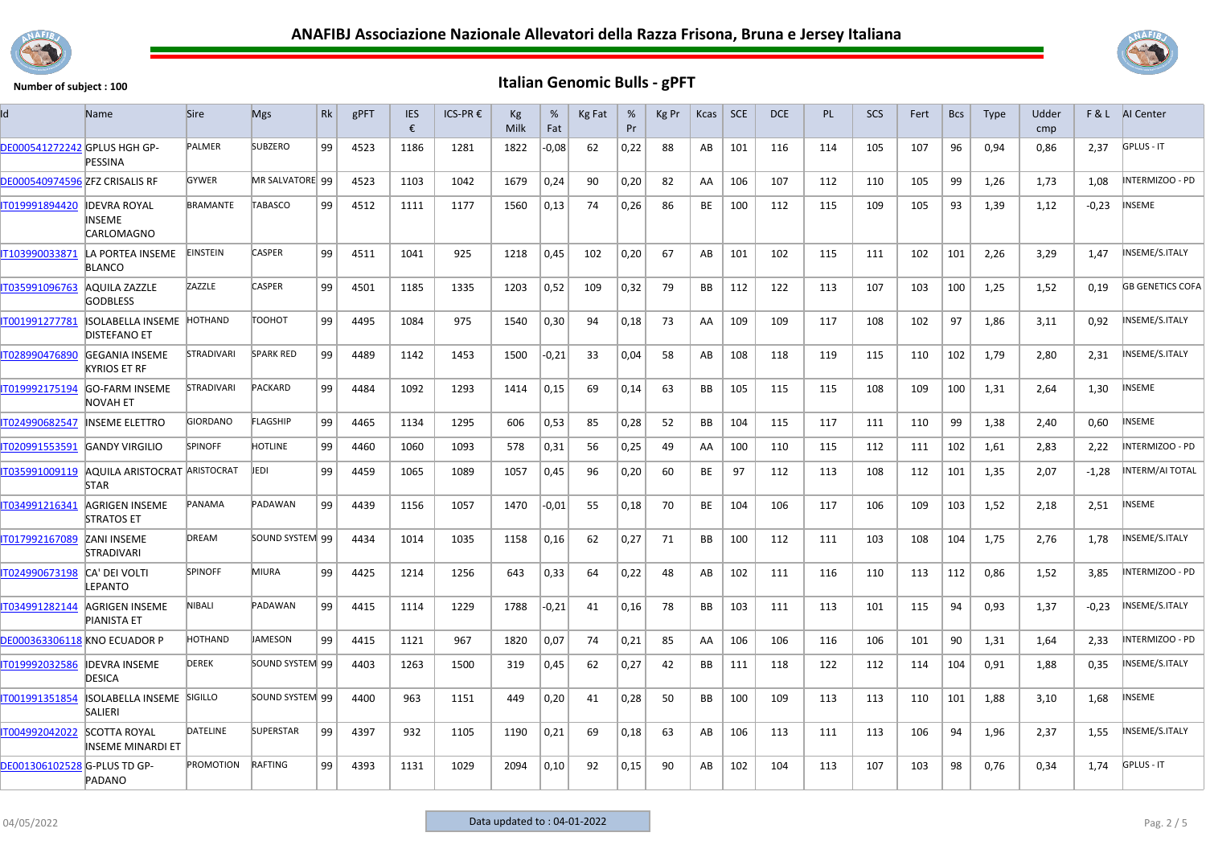# ANAFIBJ Associazione Nazionale Allevatori della Razza Frisona, Bruna e Jersey Italiana

**Number of subject : 100**

## Italian Genomic Bulls - gPFT

| Id | Name | Sire | Mgs | Rk | gPFT | IES € | ICS-PR € | Kg Milk | % Fat | Kg Fat | % Pr | Kg Pr | Kcas | SCE | DCE | PL | SCS | Fert | Bcs | Type | Udder cmp | F & L | AI Center |
|---|---|---|---|---|---|---|---|---|---|---|---|---|---|---|---|---|---|---|---|---|---|---|---|
| DE000541272242 | GPLUS HGH GP-PESSINA | PALMER | SUBZERO | 99 | 4523 | 1186 | 1281 | 1822 | -0,08 | 62 | 0,22 | 88 | AB | 101 | 116 | 114 | 105 | 107 | 96 | 0,94 | 0,86 | 2,37 | GPLUS - IT |
| DE000540974596 | ZFZ CRISALIS RF | GYWER | MR SALVATORE | 99 | 4523 | 1103 | 1042 | 1679 | 0,24 | 90 | 0,20 | 82 | AA | 106 | 107 | 112 | 110 | 105 | 99 | 1,26 | 1,73 | 1,08 | INTERMIZOO - PD |
| IT019991894420 | IDEVRA ROYAL INSEME CARLOMAGNO | BRAMANTE | TABASCO | 99 | 4512 | 1111 | 1177 | 1560 | 0,13 | 74 | 0,26 | 86 | BE | 100 | 112 | 115 | 109 | 105 | 93 | 1,39 | 1,12 | -0,23 | INSEME |
| IT103990033871 | LA PORTEA INSEME BLANCO | EINSTEIN | CASPER | 99 | 4511 | 1041 | 925 | 1218 | 0,45 | 102 | 0,20 | 67 | AB | 101 | 102 | 115 | 111 | 102 | 101 | 2,26 | 3,29 | 1,47 | INSEME/S.ITALY |
| IT035991096763 | AQUILA ZAZZLE GODBLESS | ZAZZLE | CASPER | 99 | 4501 | 1185 | 1335 | 1203 | 0,52 | 109 | 0,32 | 79 | BB | 112 | 122 | 113 | 107 | 103 | 100 | 1,25 | 1,52 | 0,19 | GB GENETICS COFA |
| IT001991277781 | ISOLABELLA INSEME DISTEFANO ET | HOTHAND | TOOHOT | 99 | 4495 | 1084 | 975 | 1540 | 0,30 | 94 | 0,18 | 73 | AA | 109 | 109 | 117 | 108 | 102 | 97 | 1,86 | 3,11 | 0,92 | INSEME/S.ITALY |
| IT028990476890 | GEGANIA INSEME KYRIOS ET RF | STRADIVARI | SPARK RED | 99 | 4489 | 1142 | 1453 | 1500 | -0,21 | 33 | 0,04 | 58 | AB | 108 | 118 | 119 | 115 | 110 | 102 | 1,79 | 2,80 | 2,31 | INSEME/S.ITALY |
| IT019992175194 | GO-FARM INSEME NOVAH ET | STRADIVARI | PACKARD | 99 | 4484 | 1092 | 1293 | 1414 | 0,15 | 69 | 0,14 | 63 | BB | 105 | 115 | 115 | 108 | 109 | 100 | 1,31 | 2,64 | 1,30 | INSEME |
| IT024990682547 | INSEME ELETTRO | GIORDANO | FLAGSHIP | 99 | 4465 | 1134 | 1295 | 606 | 0,53 | 85 | 0,28 | 52 | BB | 104 | 115 | 117 | 111 | 110 | 99 | 1,38 | 2,40 | 0,60 | INSEME |
| IT020991553591 | GANDY VIRGILIO | SPINOFF | HOTLINE | 99 | 4460 | 1060 | 1093 | 578 | 0,31 | 56 | 0,25 | 49 | AA | 100 | 110 | 115 | 112 | 111 | 102 | 1,61 | 2,83 | 2,22 | INTERMIZOO - PD |
| IT035991009119 | AQUILA ARISTOCRAT STAR | ARISTOCRAT | JEDI | 99 | 4459 | 1065 | 1089 | 1057 | 0,45 | 96 | 0,20 | 60 | BE | 97 | 112 | 113 | 108 | 112 | 101 | 1,35 | 2,07 | -1,28 | INTERM/AI TOTAL |
| IT034991216341 | AGRIGEN INSEME STRATOS ET | PANAMA | PADAWAN | 99 | 4439 | 1156 | 1057 | 1470 | -0,01 | 55 | 0,18 | 70 | BE | 104 | 106 | 117 | 106 | 109 | 103 | 1,52 | 2,18 | 2,51 | INSEME |
| IT017992167089 | ZANI INSEME STRADIVARI | DREAM | SOUND SYSTEM | 99 | 4434 | 1014 | 1035 | 1158 | 0,16 | 62 | 0,27 | 71 | BB | 100 | 112 | 111 | 103 | 108 | 104 | 1,75 | 2,76 | 1,78 | INSEME/S.ITALY |
| IT024990673198 | CA' DEI VOLTI LEPANTO | SPINOFF | MIURA | 99 | 4425 | 1214 | 1256 | 643 | 0,33 | 64 | 0,22 | 48 | AB | 102 | 111 | 116 | 110 | 113 | 112 | 0,86 | 1,52 | 3,85 | INTERMIZOO - PD |
| IT034991282144 | AGRIGEN INSEME PIANISTA ET | NIBALI | PADAWAN | 99 | 4415 | 1114 | 1229 | 1788 | -0,21 | 41 | 0,16 | 78 | BB | 103 | 111 | 113 | 101 | 115 | 94 | 0,93 | 1,37 | -0,23 | INSEME/S.ITALY |
| DE000363306118 | KNO ECUADOR P | HOTHAND | JAMESON | 99 | 4415 | 1121 | 967 | 1820 | 0,07 | 74 | 0,21 | 85 | AA | 106 | 106 | 116 | 106 | 101 | 90 | 1,31 | 1,64 | 2,33 | INTERMIZOO - PD |
| IT019992032586 | IDEVRA INSEME DESICA | DEREK | SOUND SYSTEM | 99 | 4403 | 1263 | 1500 | 319 | 0,45 | 62 | 0,27 | 42 | BB | 111 | 118 | 122 | 112 | 114 | 104 | 0,91 | 1,88 | 0,35 | INSEME/S.ITALY |
| IT001991351854 | ISOLABELLA INSEME SALIERI | SIGILLO | SOUND SYSTEM | 99 | 4400 | 963 | 1151 | 449 | 0,20 | 41 | 0,28 | 50 | BB | 100 | 109 | 113 | 113 | 110 | 101 | 1,88 | 3,10 | 1,68 | INSEME |
| IT004992042022 | SCOTTA ROYAL INSEME MINARDI ET | DATELINE | SUPERSTAR | 99 | 4397 | 932 | 1105 | 1190 | 0,21 | 69 | 0,18 | 63 | AB | 106 | 113 | 111 | 113 | 106 | 94 | 1,96 | 2,37 | 1,55 | INSEME/S.ITALY |
| DE001306102528 | G-PLUS TD GP-PADANO | PROMOTION | RAFTING | 99 | 4393 | 1131 | 1029 | 2094 | 0,10 | 92 | 0,15 | 90 | AB | 102 | 104 | 113 | 107 | 103 | 98 | 0,76 | 0,34 | 1,74 | GPLUS - IT |

04/05/2022

Data updated to : 04-01-2022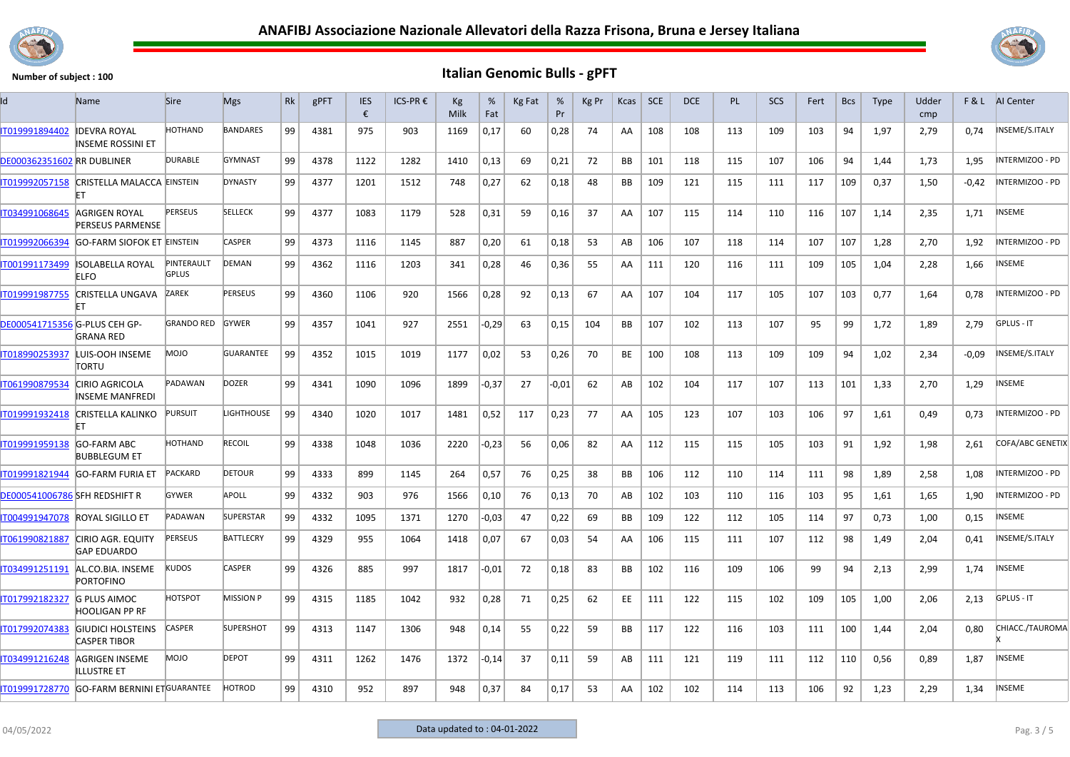# ANAFIBJ Associazione Nazionale Allevatori della Razza Frisona, Bruna e Jersey Italiana

Number of subject : 100

## Italian Genomic Bulls - gPFT

| Id | Name | Sire | Mgs | Rk | gPFT | IES € | ICS-PR € | Kg Milk | % Fat | Kg Fat | % Pr | Kg Pr | Kcas | SCE | DCE | PL | SCS | Fert | Bcs | Type | Udder cmp | F & L | AI Center |
|---|---|---|---|---|---|---|---|---|---|---|---|---|---|---|---|---|---|---|---|---|---|---|---|
| IT019991894402 | IDEVRA ROYAL INSEME ROSSINI ET | HOTHAND | BANDARES | 99 | 4381 | 975 | 903 | 1169 | 0,17 | 60 | 0,28 | 74 | AA | 108 | 108 | 113 | 109 | 103 | 94 | 1,97 | 2,79 | 0,74 | INSEME/S.ITALY |
| DE000362351602 | RR DUBLINER | DURABLE | GYMNAST | 99 | 4378 | 1122 | 1282 | 1410 | 0,13 | 69 | 0,21 | 72 | BB | 101 | 118 | 115 | 107 | 106 | 94 | 1,44 | 1,73 | 1,95 | INTERMIZOO - PD |
| IT019992057158 | CRISTELLA MALACCA ET | EINSTEIN | DYNASTY | 99 | 4377 | 1201 | 1512 | 748 | 0,27 | 62 | 0,18 | 48 | BB | 109 | 121 | 115 | 111 | 117 | 109 | 0,37 | 1,50 | -0,42 | INTERMIZOO - PD |
| IT034991068645 | AGRIGEN ROYAL PERSEUS PARMENSE | PERSEUS | SELLECK | 99 | 4377 | 1083 | 1179 | 528 | 0,31 | 59 | 0,16 | 37 | AA | 107 | 115 | 114 | 110 | 116 | 107 | 1,14 | 2,35 | 1,71 | INSEME |
| IT019992066394 | GO-FARM SIOFOK ET | EINSTEIN | CASPER | 99 | 4373 | 1116 | 1145 | 887 | 0,20 | 61 | 0,18 | 53 | AB | 106 | 107 | 118 | 114 | 107 | 107 | 1,28 | 2,70 | 1,92 | INTERMIZOO - PD |
| IT001991173499 | ISOLABELLA ROYAL ELFO | PINTERAULT GPLUS | DEMAN | 99 | 4362 | 1116 | 1203 | 341 | 0,28 | 46 | 0,36 | 55 | AA | 111 | 120 | 116 | 111 | 109 | 105 | 1,04 | 2,28 | 1,66 | INSEME |
| IT019991987755 | CRISTELLA UNGAVA ET | ZAREK | PERSEUS | 99 | 4360 | 1106 | 920 | 1566 | 0,28 | 92 | 0,13 | 67 | AA | 107 | 104 | 117 | 105 | 107 | 103 | 0,77 | 1,64 | 0,78 | INTERMIZOO - PD |
| DE000541715356 | G-PLUS CEH GP-GRANA RED | GRANDO RED | GYWER | 99 | 4357 | 1041 | 927 | 2551 | -0,29 | 63 | 0,15 | 104 | BB | 107 | 102 | 113 | 107 | 95 | 99 | 1,72 | 1,89 | 2,79 | GPLUS - IT |
| IT018990253937 | LUIS-OOH INSEME TORTU | MOJO | GUARANTEE | 99 | 4352 | 1015 | 1019 | 1177 | 0,02 | 53 | 0,26 | 70 | BE | 100 | 108 | 113 | 109 | 109 | 94 | 1,02 | 2,34 | -0,09 | INSEME/S.ITALY |
| IT061990879534 | CIRIO AGRICOLA INSEME MANFREDI | PADAWAN | DOZER | 99 | 4341 | 1090 | 1096 | 1899 | -0,37 | 27 | -0,01 | 62 | AB | 102 | 104 | 117 | 107 | 113 | 101 | 1,33 | 2,70 | 1,29 | INSEME |
| IT019991932418 | CRISTELLA KALINKO ET | PURSUIT | LIGHTHOUSE | 99 | 4340 | 1020 | 1017 | 1481 | 0,52 | 117 | 0,23 | 77 | AA | 105 | 123 | 107 | 103 | 106 | 97 | 1,61 | 0,49 | 0,73 | INTERMIZOO - PD |
| IT019991959138 | GO-FARM ABC BUBBLEGUM ET | HOTHAND | RECOIL | 99 | 4338 | 1048 | 1036 | 2220 | -0,23 | 56 | 0,06 | 82 | AA | 112 | 115 | 115 | 105 | 103 | 91 | 1,92 | 1,98 | 2,61 | COFA/ABC GENETIX |
| IT019991821944 | GO-FARM FURIA ET | PACKARD | DETOUR | 99 | 4333 | 899 | 1145 | 264 | 0,57 | 76 | 0,25 | 38 | BB | 106 | 112 | 110 | 114 | 111 | 98 | 1,89 | 2,58 | 1,08 | INTERMIZOO - PD |
| DE000541006786 | SFH REDSHIFT R | GYWER | APOLL | 99 | 4332 | 903 | 976 | 1566 | 0,10 | 76 | 0,13 | 70 | AB | 102 | 103 | 110 | 116 | 103 | 95 | 1,61 | 1,65 | 1,90 | INTERMIZOO - PD |
| IT004991947078 | ROYAL SIGILLO ET | PADAWAN | SUPERSTAR | 99 | 4332 | 1095 | 1371 | 1270 | -0,03 | 47 | 0,22 | 69 | BB | 109 | 122 | 112 | 105 | 114 | 97 | 0,73 | 1,00 | 0,15 | INSEME |
| IT061990821887 | CIRIO AGR. EQUITY GAP EDUARDO | PERSEUS | BATTLECRY | 99 | 4329 | 955 | 1064 | 1418 | 0,07 | 67 | 0,03 | 54 | AA | 106 | 115 | 111 | 107 | 112 | 98 | 1,49 | 2,04 | 0,41 | INSEME/S.ITALY |
| IT034991251191 | AL.CO.BIA. INSEME PORTOFINO | KUDOS | CASPER | 99 | 4326 | 885 | 997 | 1817 | -0,01 | 72 | 0,18 | 83 | BB | 102 | 116 | 109 | 106 | 99 | 94 | 2,13 | 2,99 | 1,74 | INSEME |
| IT017992182327 | G PLUS AIMOC HOOLIGAN PP RF | HOTSPOT | MISSION P | 99 | 4315 | 1185 | 1042 | 932 | 0,28 | 71 | 0,25 | 62 | EE | 111 | 122 | 115 | 102 | 109 | 105 | 1,00 | 2,06 | 2,13 | GPLUS - IT |
| IT017992074383 | GIUDICI HOLSTEINS CASPER TIBOR | CASPER | SUPERSHOT | 99 | 4313 | 1147 | 1306 | 948 | 0,14 | 55 | 0,22 | 59 | BB | 117 | 122 | 116 | 103 | 111 | 100 | 1,44 | 2,04 | 0,80 | CHIACC./TAUROMAX |
| IT034991216248 | AGRIGEN INSEME ILLUSTRE ET | MOJO | DEPOT | 99 | 4311 | 1262 | 1476 | 1372 | -0,14 | 37 | 0,11 | 59 | AB | 111 | 121 | 119 | 111 | 112 | 110 | 0,56 | 0,89 | 1,87 | INSEME |
| IT019991728770 | GO-FARM BERNINI ET | GUARANTEE | HOTROD | 99 | 4310 | 952 | 897 | 948 | 0,37 | 84 | 0,17 | 53 | AA | 102 | 102 | 114 | 113 | 106 | 92 | 1,23 | 2,29 | 1,34 | INSEME |

04/05/2022

Data updated to : 04-01-2022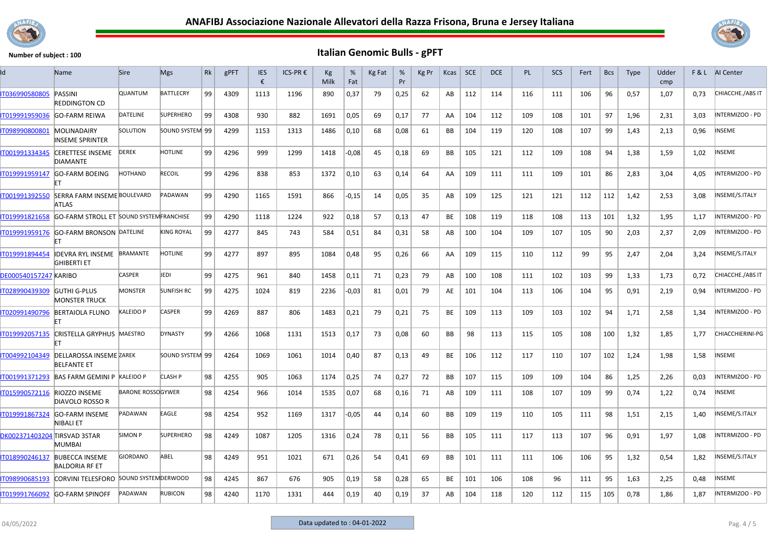# ANAFIBJ Associazione Nazionale Allevatori della Razza Frisona, Bruna e Jersey Italiana

Number of subject : 100

## Italian Genomic Bulls - gPFT

| Id | Name | Sire | Mgs | Rk | gPFT | IES € | ICS-PR € | Kg Milk | % Fat | Kg Fat | % Pr | Kg Pr | Kcas | SCE | DCE | PL | SCS | Fert | Bcs | Type | Udder cmp | F & L | AI Center |
|---|---|---|---|---|---|---|---|---|---|---|---|---|---|---|---|---|---|---|---|---|---|---|---|
| IT036990580805 | PASSINI REDDINGTON CD | QUANTUM | BATTLECRY | 99 | 4309 | 1113 | 1196 | 890 | 0,37 | 79 | 0,25 | 62 | AB | 112 | 114 | 116 | 111 | 106 | 96 | 0,57 | 1,07 | 0,73 | CHIACCHE./ABS IT |
| IT019991959036 | GO-FARM REIWA | DATELINE | SUPERHERO | 99 | 4308 | 930 | 882 | 1691 | 0,05 | 69 | 0,17 | 77 | AA | 104 | 112 | 109 | 108 | 101 | 97 | 1,96 | 2,31 | 3,03 | INTERMIZOO - PD |
| IT098990800801 | MOLINADAIRY INSEME SPRINTER | SOLUTION | SOUND SYSTEM | 99 | 4299 | 1153 | 1313 | 1486 | 0,10 | 68 | 0,08 | 61 | BB | 104 | 119 | 120 | 108 | 107 | 99 | 1,43 | 2,13 | 0,96 | INSEME |
| IT001991334345 | CERETTESE INSEME DIAMANTE | DEREK | HOTLINE | 99 | 4296 | 999 | 1299 | 1418 | -0,08 | 45 | 0,18 | 69 | BB | 105 | 121 | 112 | 109 | 108 | 94 | 1,38 | 1,59 | 1,02 | INSEME |
| IT019991959147 | GO-FARM BOEING ET | HOTHAND | RECOIL | 99 | 4296 | 838 | 853 | 1372 | 0,10 | 63 | 0,14 | 64 | AA | 109 | 111 | 111 | 109 | 101 | 86 | 2,83 | 3,04 | 4,05 | INTERMIZOO - PD |
| IT001991392550 | SERRA FARM INSEME ATLAS | BOULEVARD | PADAWAN | 99 | 4290 | 1165 | 1591 | 866 | -0,15 | 14 | 0,05 | 35 | AB | 109 | 125 | 121 | 121 | 112 | 112 | 1,42 | 2,53 | 3,08 | INSEME/S.ITALY |
| IT019991821658 | GO-FARM STROLL ET | SOUND SYSTEM | FRANCHISE | 99 | 4290 | 1118 | 1224 | 922 | 0,18 | 57 | 0,13 | 47 | BE | 108 | 119 | 118 | 108 | 113 | 101 | 1,32 | 1,95 | 1,17 | INTERMIZOO - PD |
| IT019991959176 | GO-FARM BRONSON ET | DATELINE | KING ROYAL | 99 | 4277 | 845 | 743 | 584 | 0,51 | 84 | 0,31 | 58 | AB | 100 | 104 | 109 | 107 | 105 | 90 | 2,03 | 2,37 | 2,09 | INTERMIZOO - PD |
| IT019991894454 | IDEVRA RYL INSEME GHIBERTI ET | BRAMANTE | HOTLINE | 99 | 4277 | 897 | 895 | 1084 | 0,48 | 95 | 0,26 | 66 | AA | 109 | 115 | 110 | 112 | 99 | 95 | 2,47 | 2,04 | 3,24 | INSEME/S.ITALY |
| DE000540157247 | KARIBO | CASPER | JEDI | 99 | 4275 | 961 | 840 | 1458 | 0,11 | 71 | 0,23 | 79 | AB | 100 | 108 | 111 | 102 | 103 | 99 | 1,33 | 1,73 | 0,72 | CHIACCHE./ABS IT |
| IT028990439309 | GUTHI G-PLUS MONSTER TRUCK | MONSTER | SUNFISH RC | 99 | 4275 | 1024 | 819 | 2236 | -0,03 | 81 | 0,01 | 79 | AE | 101 | 104 | 113 | 106 | 104 | 95 | 0,91 | 2,19 | 0,94 | INTERMIZOO - PD |
| IT020991490796 | BERTAIOLA FLUNO ET | KALEIDO P | CASPER | 99 | 4269 | 887 | 806 | 1483 | 0,21 | 79 | 0,21 | 75 | BE | 109 | 113 | 109 | 103 | 102 | 94 | 1,71 | 2,58 | 1,34 | INTERMIZOO - PD |
| IT019992057135 | CRISTELLA GRYPHUS ET | MAESTRO | DYNASTY | 99 | 4266 | 1068 | 1131 | 1513 | 0,17 | 73 | 0,08 | 60 | BB | 98 | 113 | 115 | 105 | 108 | 100 | 1,32 | 1,85 | 1,77 | CHIACCHIERINI-PG |
| IT004992104349 | DELLAROSSA INSEME BELFANTE ET | ZAREK | SOUND SYSTEM | 99 | 4264 | 1069 | 1061 | 1014 | 0,40 | 87 | 0,13 | 49 | BE | 106 | 112 | 117 | 110 | 107 | 102 | 1,24 | 1,98 | 1,58 | INSEME |
| IT001991371293 | BAS FARM GEMINI P | KALEIDO P | CLASH P | 98 | 4255 | 905 | 1063 | 1174 | 0,25 | 74 | 0,27 | 72 | BB | 107 | 115 | 109 | 109 | 104 | 86 | 1,25 | 2,26 | 0,03 | INTERMIZOO - PD |
| IT015990572116 | RIOZZO INSEME DIAVOLO ROSSO R | BARONE ROSSO | GYWER | 98 | 4254 | 966 | 1014 | 1535 | 0,07 | 68 | 0,16 | 71 | AB | 109 | 111 | 108 | 107 | 109 | 99 | 0,74 | 1,22 | 0,74 | INSEME |
| IT019991867324 | GO-FARM INSEME NIBALI ET | PADAWAN | EAGLE | 98 | 4254 | 952 | 1169 | 1317 | -0,05 | 44 | 0,14 | 60 | BB | 109 | 119 | 110 | 105 | 111 | 98 | 1,51 | 2,15 | 1,40 | INSEME/S.ITALY |
| DK002371403204 | TIRSVAD 3STAR MUMBAI | SIMON P | SUPERHERO | 98 | 4249 | 1087 | 1205 | 1316 | 0,24 | 78 | 0,11 | 56 | BB | 105 | 111 | 117 | 113 | 107 | 96 | 0,91 | 1,97 | 1,08 | INTERMIZOO - PD |
| IT018990246137 | BUBECCA INSEME BALDORIA RF ET | GIORDANO | ABEL | 98 | 4249 | 951 | 1021 | 671 | 0,26 | 54 | 0,41 | 69 | BB | 101 | 111 | 111 | 106 | 106 | 95 | 1,32 | 0,54 | 1,82 | INSEME/S.ITALY |
| IT098990685193 | CORVINI TELESFORO | SOUND SYSTEM | DERWOOD | 98 | 4245 | 867 | 676 | 905 | 0,19 | 58 | 0,28 | 65 | BE | 101 | 106 | 108 | 96 | 111 | 95 | 1,63 | 2,25 | 0,48 | INSEME |
| IT019991766092 | GO-FARM SPINOFF | PADAWAN | RUBICON | 98 | 4240 | 1170 | 1331 | 444 | 0,19 | 40 | 0,19 | 37 | AB | 104 | 118 | 120 | 112 | 115 | 105 | 0,78 | 1,86 | 1,87 | INTERMIZOO - PD |

04/05/2022

Data updated to : 04-01-2022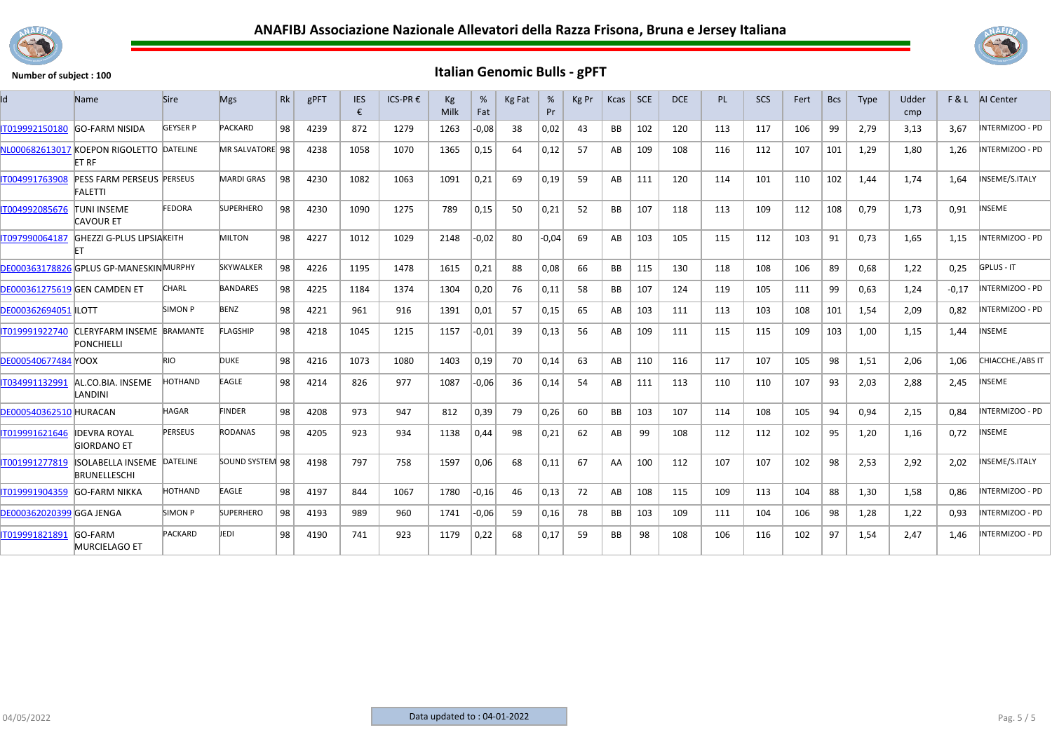# ANAFIBJ Associazione Nazionale Allevatori della Razza Frisona, Bruna e Jersey Italiana

**Number of subject : 100**

## Italian Genomic Bulls - gPFT

| Id | Name | Sire | Mgs | Rk | gPFT | IES € | ICS-PR € | Kg Milk | % Fat | Kg Fat | % Pr | Kg Pr | Kcas | SCE | DCE | PL | SCS | Fert | Bcs | Type | Udder cmp | F & L | AI Center |
|---|---|---|---|---|---|---|---|---|---|---|---|---|---|---|---|---|---|---|---|---|---|---|---|
| IT019992150180 | GO-FARM NISIDA | GEYSER P | PACKARD | 98 | 4239 | 872 | 1279 | 1263 | -0,08 | 38 | 0,02 | 43 | BB | 102 | 120 | 113 | 117 | 106 | 99 | 2,79 | 3,13 | 3,67 | INTERMIZOO - PD |
| NL000682613017 | KOEPON RIGOLETTO ET RF | DATELINE | MR SALVATORE | 98 | 4238 | 1058 | 1070 | 1365 | 0,15 | 64 | 0,12 | 57 | AB | 109 | 108 | 116 | 112 | 107 | 101 | 1,29 | 1,80 | 1,26 | INTERMIZOO - PD |
| IT004991763908 | PESS FARM PERSEUS FALETTI | PERSEUS | MARDI GRAS | 98 | 4230 | 1082 | 1063 | 1091 | 0,21 | 69 | 0,19 | 59 | AB | 111 | 120 | 114 | 101 | 110 | 102 | 1,44 | 1,74 | 1,64 | INSEME/S.ITALY |
| IT004992085676 | TUNI INSEME CAVOUR ET | FEDORA | SUPERHERO | 98 | 4230 | 1090 | 1275 | 789 | 0,15 | 50 | 0,21 | 52 | BB | 107 | 118 | 113 | 109 | 112 | 108 | 0,79 | 1,73 | 0,91 | INSEME |
| IT097990064187 | GHEZZI G-PLUS LIPSIA ET | KEITH | MILTON | 98 | 4227 | 1012 | 1029 | 2148 | -0,02 | 80 | -0,04 | 69 | AB | 103 | 105 | 115 | 112 | 103 | 91 | 0,73 | 1,65 | 1,15 | INTERMIZOO - PD |
| DE000363178826 | GPLUS GP-MANESKIN | MURPHY | SKYWALKER | 98 | 4226 | 1195 | 1478 | 1615 | 0,21 | 88 | 0,08 | 66 | BB | 115 | 130 | 118 | 108 | 106 | 89 | 0,68 | 1,22 | 0,25 | GPLUS - IT |
| DE000361275619 | GEN CAMDEN ET | CHARL | BANDARES | 98 | 4225 | 1184 | 1374 | 1304 | 0,20 | 76 | 0,11 | 58 | BB | 107 | 124 | 119 | 105 | 111 | 99 | 0,63 | 1,24 | -0,17 | INTERMIZOO - PD |
| DE000362694051 | ILOTT | SIMON P | BENZ | 98 | 4221 | 961 | 916 | 1391 | 0,01 | 57 | 0,15 | 65 | AB | 103 | 111 | 113 | 103 | 108 | 101 | 1,54 | 2,09 | 0,82 | INTERMIZOO - PD |
| IT019991922740 | CLERYFARM INSEME PONCHIELLI | BRAMANTE | FLAGSHIP | 98 | 4218 | 1045 | 1215 | 1157 | -0,01 | 39 | 0,13 | 56 | AB | 109 | 111 | 115 | 115 | 109 | 103 | 1,00 | 1,15 | 1,44 | INSEME |
| DE000540677484 | YOOX | RIO | DUKE | 98 | 4216 | 1073 | 1080 | 1403 | 0,19 | 70 | 0,14 | 63 | AB | 110 | 116 | 117 | 107 | 105 | 98 | 1,51 | 2,06 | 1,06 | CHIACCHE./ABS IT |
| IT034991132991 | AL.CO.BIA. INSEME LANDINI | HOTHAND | EAGLE | 98 | 4214 | 826 | 977 | 1087 | -0,06 | 36 | 0,14 | 54 | AB | 111 | 113 | 110 | 110 | 107 | 93 | 2,03 | 2,88 | 2,45 | INSEME |
| DE000540362510 | HURACAN | HAGAR | FINDER | 98 | 4208 | 973 | 947 | 812 | 0,39 | 79 | 0,26 | 60 | BB | 103 | 107 | 114 | 108 | 105 | 94 | 0,94 | 2,15 | 0,84 | INTERMIZOO - PD |
| IT019991621646 | IDEVRA ROYAL GIORDANO ET | PERSEUS | RODANAS | 98 | 4205 | 923 | 934 | 1138 | 0,44 | 98 | 0,21 | 62 | AB | 99 | 108 | 112 | 112 | 102 | 95 | 1,20 | 1,16 | 0,72 | INSEME |
| IT001991277819 | ISOLABELLA INSEME BRUNELLESCHI | DATELINE | SOUND SYSTEM | 98 | 4198 | 797 | 758 | 1597 | 0,06 | 68 | 0,11 | 67 | AA | 100 | 112 | 107 | 107 | 102 | 98 | 2,53 | 2,92 | 2,02 | INSEME/S.ITALY |
| IT019991904359 | GO-FARM NIKKA | HOTHAND | EAGLE | 98 | 4197 | 844 | 1067 | 1780 | -0,16 | 46 | 0,13 | 72 | AB | 108 | 115 | 109 | 113 | 104 | 88 | 1,30 | 1,58 | 0,86 | INTERMIZOO - PD |
| DE000362020399 | GGA JENGA | SIMON P | SUPERHERO | 98 | 4193 | 989 | 960 | 1741 | -0,06 | 59 | 0,16 | 78 | BB | 103 | 109 | 111 | 104 | 106 | 98 | 1,28 | 1,22 | 0,93 | INTERMIZOO - PD |
| IT019991821891 | GO-FARM MURCIELAGO ET | PACKARD | JEDI | 98 | 4190 | 741 | 923 | 1179 | 0,22 | 68 | 0,17 | 59 | BB | 98 | 108 | 106 | 116 | 102 | 97 | 1,54 | 2,47 | 1,46 | INTERMIZOO - PD |

04/05/2022

Data updated to : 04-01-2022